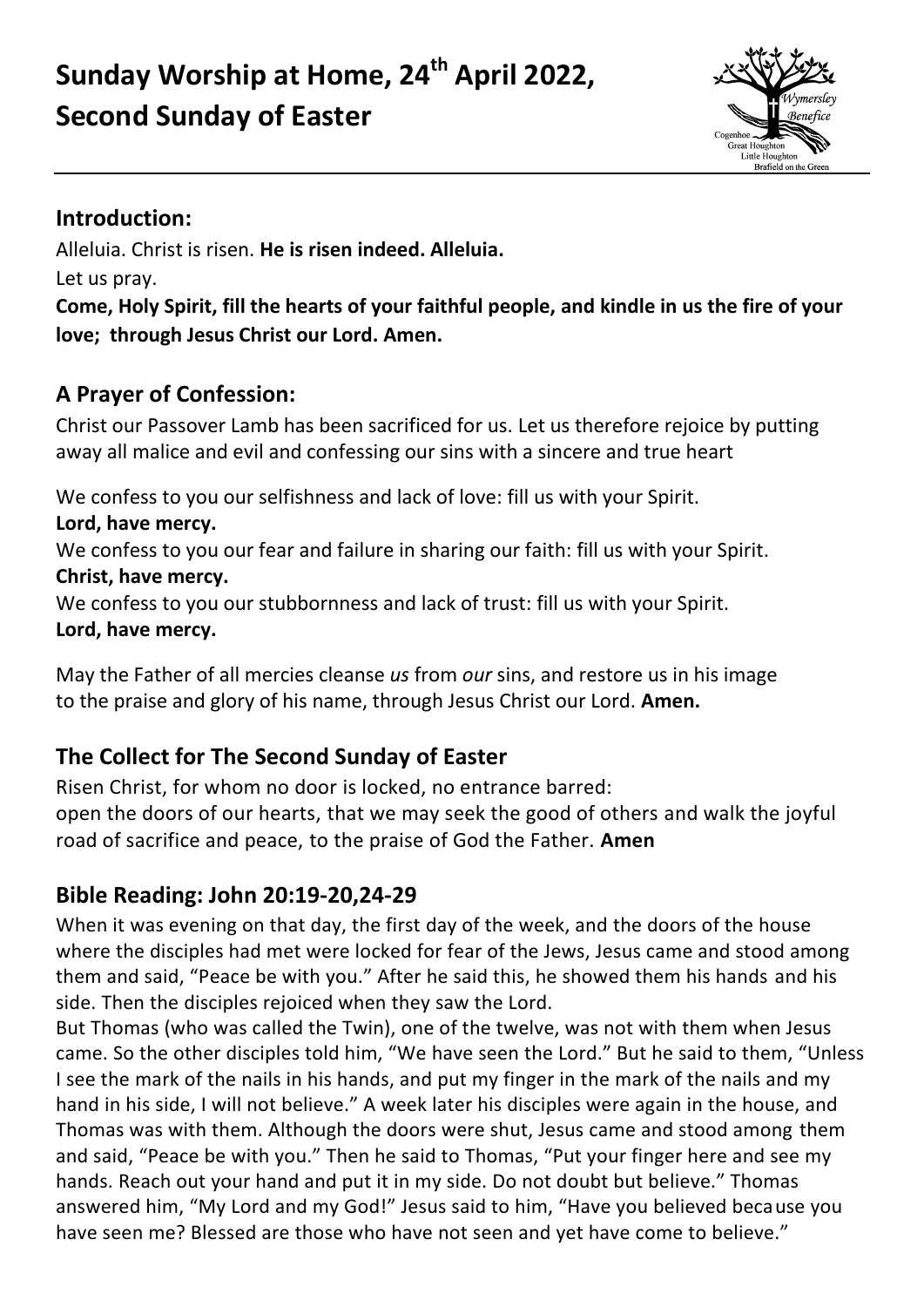# Sunday Worship at Home, 24th April 2022, Second Sunday of Easter

## Introduction:

Alleluia. Christ is risen. **He is risen indeed. Alleluia.**

Let us pray.

**Come, Holy Spirit, fill the hearts of your faithful people, and kindle in us the fire of your love; through Jesus Christ our Lord. Amen.**

## A Prayer of Confession:

Christ our Passover Lamb has been sacrificed for us. Let us therefore rejoice by putting away all malice and evil and confessing our sins with a sincere and true heart

We confess to you our selfishness and lack of love: fill us with your Spirit.
**Lord, have mercy.**

We confess to you our fear and failure in sharing our faith: fill us with your Spirit.
**Christ, have mercy.**

We confess to you our stubbornness and lack of trust: fill us with your Spirit.
**Lord, have mercy.**

May the Father of all mercies cleanse *us* from *our* sins, and restore us in his image to the praise and glory of his name, through Jesus Christ our Lord. **Amen.**

## The Collect for The Second Sunday of Easter

Risen Christ, for whom no door is locked, no entrance barred:
open the doors of our hearts, that we may seek the good of others and walk the joyful road of sacrifice and peace, to the praise of God the Father. **Amen**

## Bible Reading: John 20:19-20,24-29

When it was evening on that day, the first day of the week, and the doors of the house where the disciples had met were locked for fear of the Jews, Jesus came and stood among them and said, "Peace be with you." After he said this, he showed them his hands and his side. Then the disciples rejoiced when they saw the Lord.

But Thomas (who was called the Twin), one of the twelve, was not with them when Jesus came. So the other disciples told him, "We have seen the Lord." But he said to them, "Unless I see the mark of the nails in his hands, and put my finger in the mark of the nails and my hand in his side, I will not believe." A week later his disciples were again in the house, and Thomas was with them. Although the doors were shut, Jesus came and stood among them and said, "Peace be with you." Then he said to Thomas, "Put your finger here and see my hands. Reach out your hand and put it in my side. Do not doubt but believe." Thomas answered him, "My Lord and my God!" Jesus said to him, "Have you believed because you have seen me? Blessed are those who have not seen and yet have come to believe."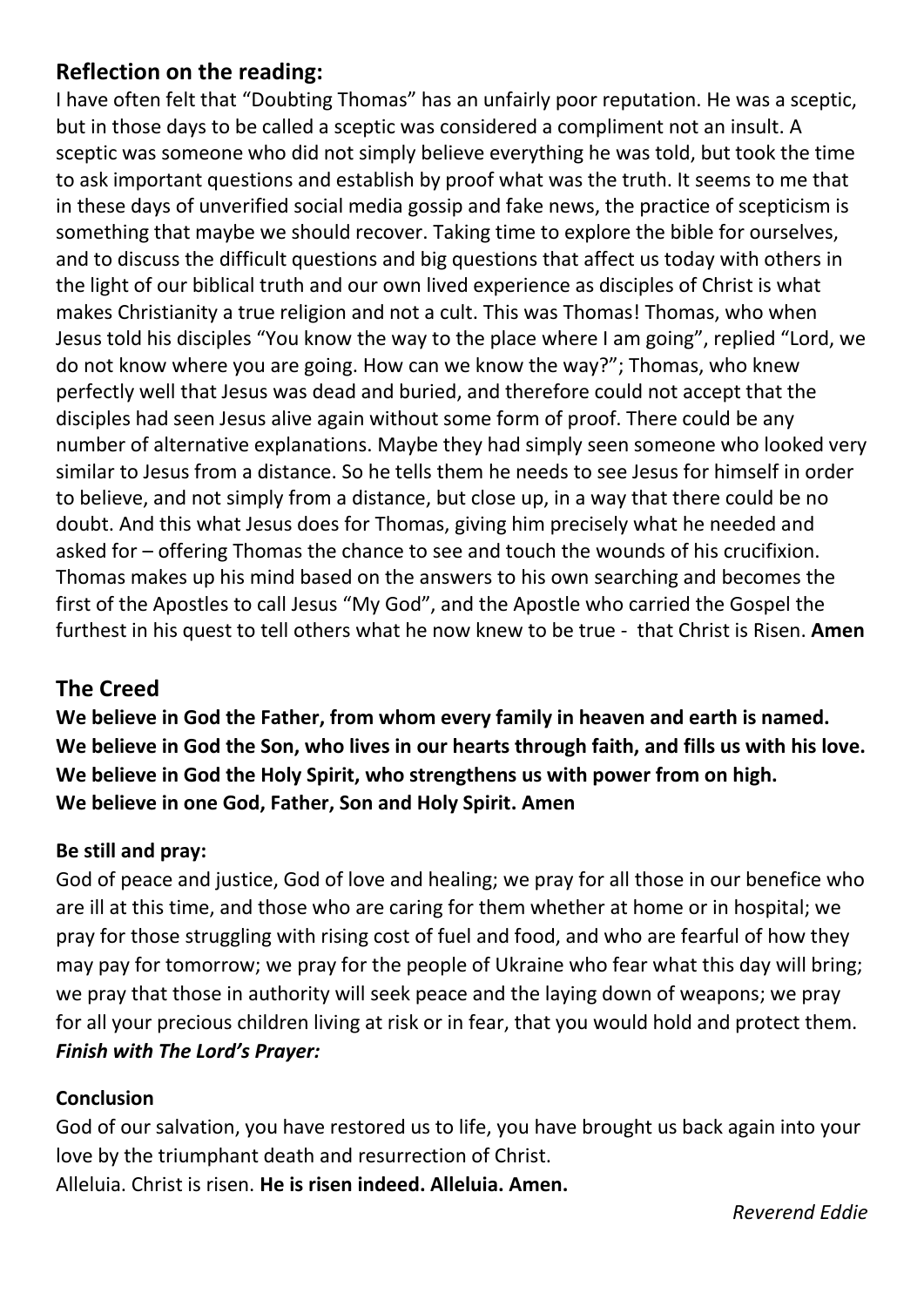## Reflection on the reading:

I have often felt that "Doubting Thomas" has an unfairly poor reputation. He was a sceptic, but in those days to be called a sceptic was considered a compliment not an insult. A sceptic was someone who did not simply believe everything he was told, but took the time to ask important questions and establish by proof what was the truth. It seems to me that in these days of unverified social media gossip and fake news, the practice of scepticism is something that maybe we should recover. Taking time to explore the bible for ourselves, and to discuss the difficult questions and big questions that affect us today with others in the light of our biblical truth and our own lived experience as disciples of Christ is what makes Christianity a true religion and not a cult. This was Thomas! Thomas, who when Jesus told his disciples "You know the way to the place where I am going", replied "Lord, we do not know where you are going. How can we know the way?"; Thomas, who knew perfectly well that Jesus was dead and buried, and therefore could not accept that the disciples had seen Jesus alive again without some form of proof. There could be any number of alternative explanations. Maybe they had simply seen someone who looked very similar to Jesus from a distance. So he tells them he needs to see Jesus for himself in order to believe, and not simply from a distance, but close up, in a way that there could be no doubt. And this what Jesus does for Thomas, giving him precisely what he needed and asked for – offering Thomas the chance to see and touch the wounds of his crucifixion. Thomas makes up his mind based on the answers to his own searching and becomes the first of the Apostles to call Jesus "My God", and the Apostle who carried the Gospel the furthest in his quest to tell others what he now knew to be true - that Christ is Risen. **Amen**

## The Creed

**We believe in God the Father, from whom every family in heaven and earth is named.**
**We believe in God the Son, who lives in our hearts through faith, and fills us with his love.**
**We believe in God the Holy Spirit, who strengthens us with power from on high.**
**We believe in one God, Father, Son and Holy Spirit. Amen**

### Be still and pray:

God of peace and justice, God of love and healing; we pray for all those in our benefice who are ill at this time, and those who are caring for them whether at home or in hospital; we pray for those struggling with rising cost of fuel and food, and who are fearful of how they may pay for tomorrow; we pray for the people of Ukraine who fear what this day will bring; we pray that those in authority will seek peace and the laying down of weapons; we pray for all your precious children living at risk or in fear, that you would hold and protect them.
***Finish with The Lord's Prayer:***

### Conclusion

God of our salvation, you have restored us to life, you have brought us back again into your love by the triumphant death and resurrection of Christ.
Alleluia. Christ is risen. **He is risen indeed. Alleluia. Amen.**

*Reverend Eddie*